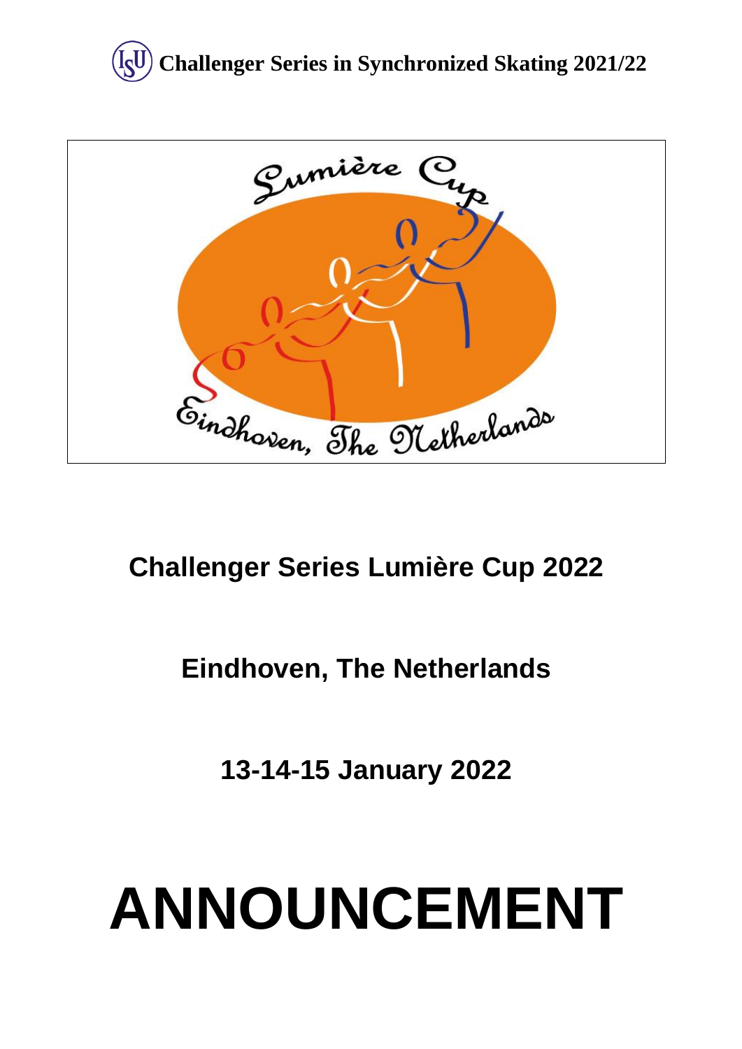**Challenger Series in Synchronized Skating 2021/22**

# Challenger Series Lumière Cup 2022

## Eindhoven, The Netherlands

## 13-14-15 January 2022

# ANNOUNCEMENT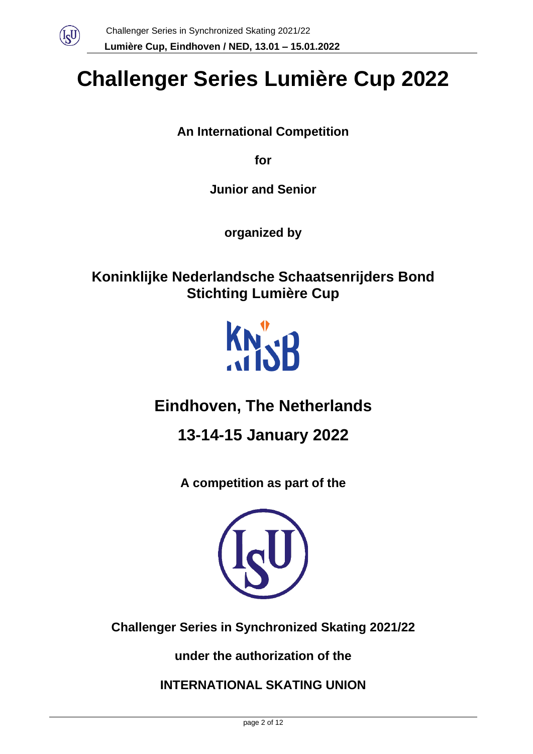# Challenger Series Lumière Cup 2022

**An International Competition**

**for**

**Junior and Senior**

**organized by**

## Koninklijke Nederlandsche Schaatsenrijders Bond
## Stichting Lumière Cup

## Eindhoven, The Netherlands

## 13-14-15 January 2022

**A competition as part of the**

**Challenger Series in Synchronized Skating 2021/22**

**under the authorization of the**

**INTERNATIONAL SKATING UNION**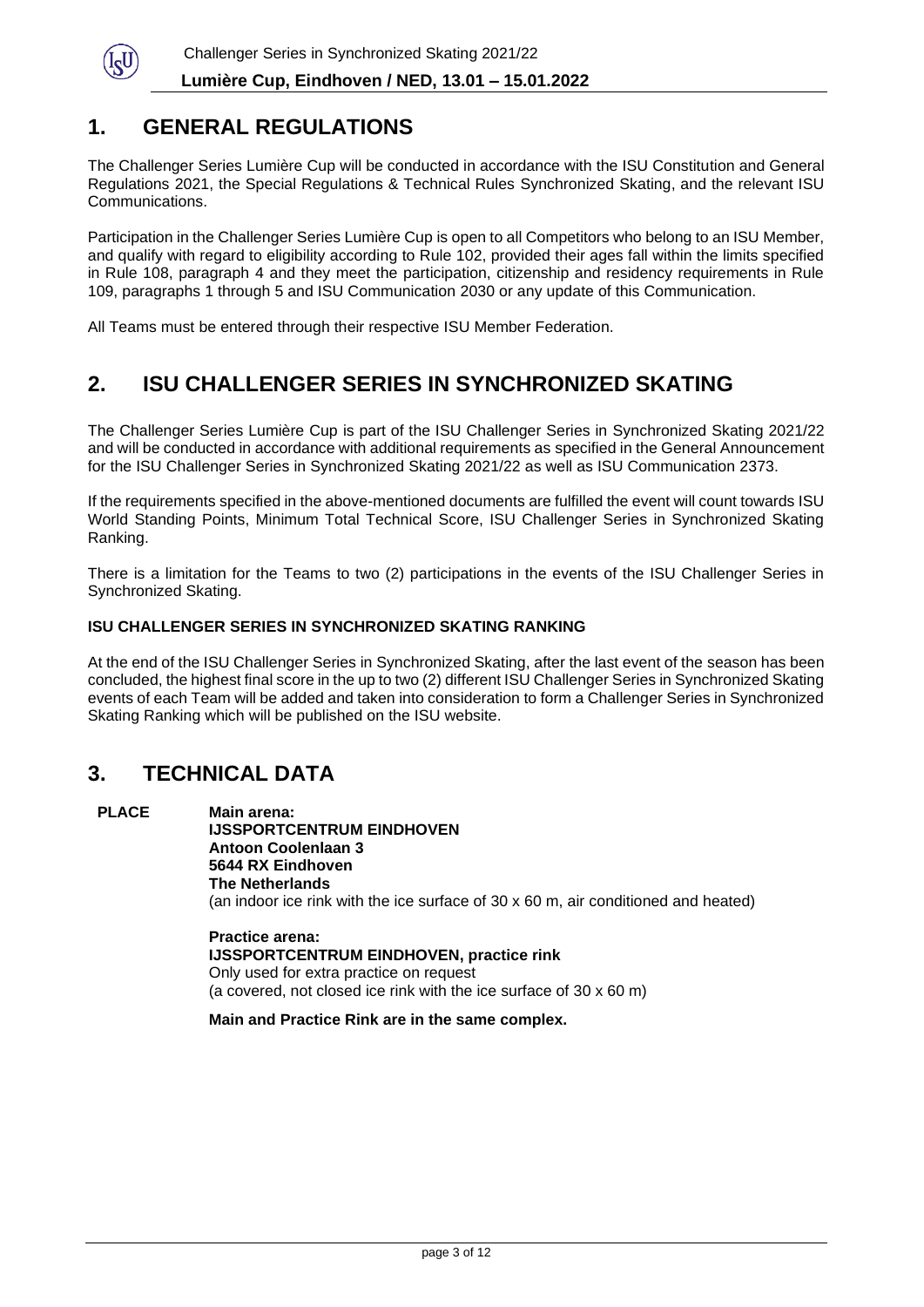## 1. GENERAL REGULATIONS

The Challenger Series Lumière Cup will be conducted in accordance with the ISU Constitution and General Regulations 2021, the Special Regulations & Technical Rules Synchronized Skating, and the relevant ISU Communications.

Participation in the Challenger Series Lumière Cup is open to all Competitors who belong to an ISU Member, and qualify with regard to eligibility according to Rule 102, provided their ages fall within the limits specified in Rule 108, paragraph 4 and they meet the participation, citizenship and residency requirements in Rule 109, paragraphs 1 through 5 and ISU Communication 2030 or any update of this Communication.

All Teams must be entered through their respective ISU Member Federation.

## 2. ISU CHALLENGER SERIES IN SYNCHRONIZED SKATING

The Challenger Series Lumière Cup is part of the ISU Challenger Series in Synchronized Skating 2021/22 and will be conducted in accordance with additional requirements as specified in the General Announcement for the ISU Challenger Series in Synchronized Skating 2021/22 as well as ISU Communication 2373.

If the requirements specified in the above-mentioned documents are fulfilled the event will count towards ISU World Standing Points, Minimum Total Technical Score, ISU Challenger Series in Synchronized Skating Ranking.

There is a limitation for the Teams to two (2) participations in the events of the ISU Challenger Series in Synchronized Skating.

**ISU CHALLENGER SERIES IN SYNCHRONIZED SKATING RANKING**

At the end of the ISU Challenger Series in Synchronized Skating, after the last event of the season has been concluded, the highest final score in the up to two (2) different ISU Challenger Series in Synchronized Skating events of each Team will be added and taken into consideration to form a Challenger Series in Synchronized Skating Ranking which will be published on the ISU website.

## 3. TECHNICAL DATA

**PLACE**

**Main arena:**
**IJSSPORTCENTRUM EINDHOVEN**
**Antoon Coolenlaan 3**
**5644 RX Eindhoven**
**The Netherlands**
(an indoor ice rink with the ice surface of 30 x 60 m, air conditioned and heated)

**Practice arena:**
**IJSSPORTCENTRUM EINDHOVEN, practice rink**
Only used for extra practice on request
(a covered, not closed ice rink with the ice surface of 30 x 60 m)

**Main and Practice Rink are in the same complex.**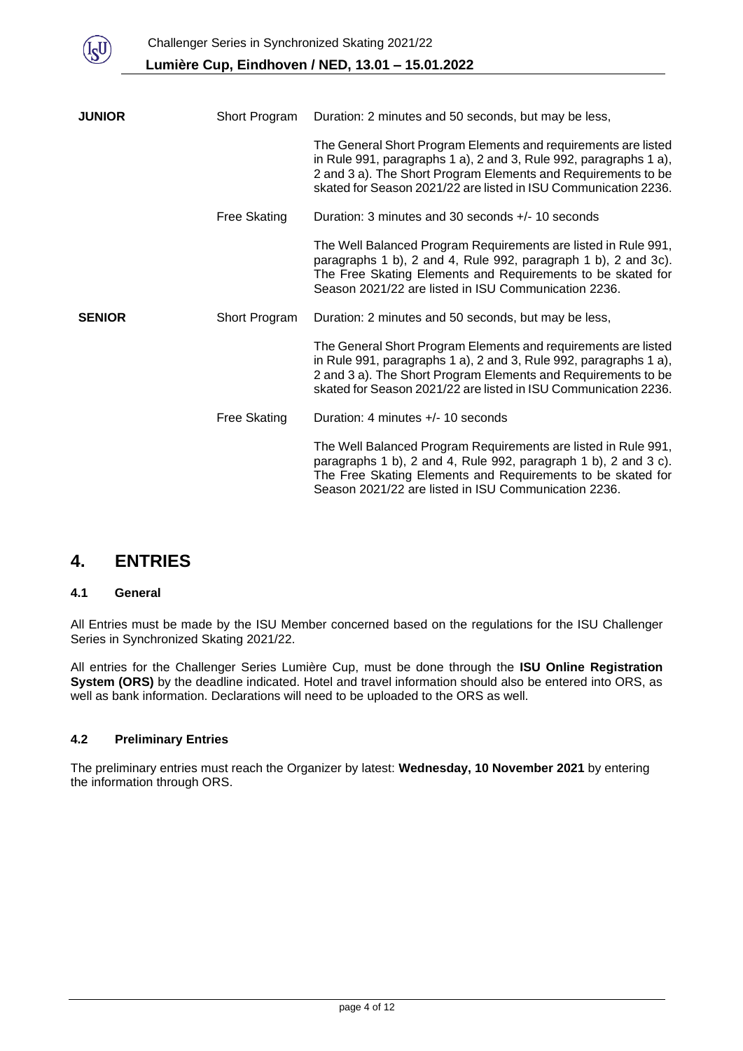| | | |
|---|---|---|
| **JUNIOR** | Short Program | Duration: 2 minutes and 50 seconds, but may be less,<br><br>The General Short Program Elements and requirements are listed in Rule 991, paragraphs 1 a), 2 and 3, Rule 992, paragraphs 1 a), 2 and 3 a). The Short Program Elements and Requirements to be skated for Season 2021/22 are listed in ISU Communication 2236. |
| | Free Skating | Duration: 3 minutes and 30 seconds +/- 10 seconds<br><br>The Well Balanced Program Requirements are listed in Rule 991, paragraphs 1 b), 2 and 4, Rule 992, paragraph 1 b), 2 and 3c). The Free Skating Elements and Requirements to be skated for Season 2021/22 are listed in ISU Communication 2236. |
| **SENIOR** | Short Program | Duration: 2 minutes and 50 seconds, but may be less,<br><br>The General Short Program Elements and requirements are listed in Rule 991, paragraphs 1 a), 2 and 3, Rule 992, paragraphs 1 a), 2 and 3 a). The Short Program Elements and Requirements to be skated for Season 2021/22 are listed in ISU Communication 2236. |
| | Free Skating | Duration: 4 minutes +/- 10 seconds<br><br>The Well Balanced Program Requirements are listed in Rule 991, paragraphs 1 b), 2 and 4, Rule 992, paragraph 1 b), 2 and 3 c). The Free Skating Elements and Requirements to be skated for Season 2021/22 are listed in ISU Communication 2236. |

# 4. ENTRIES

### 4.1 General

All Entries must be made by the ISU Member concerned based on the regulations for the ISU Challenger Series in Synchronized Skating 2021/22.

All entries for the Challenger Series Lumière Cup, must be done through the **ISU Online Registration System (ORS)** by the deadline indicated. Hotel and travel information should also be entered into ORS, as well as bank information. Declarations will need to be uploaded to the ORS as well.

### 4.2 Preliminary Entries

The preliminary entries must reach the Organizer by latest: **Wednesday, 10 November 2021** by entering the information through ORS.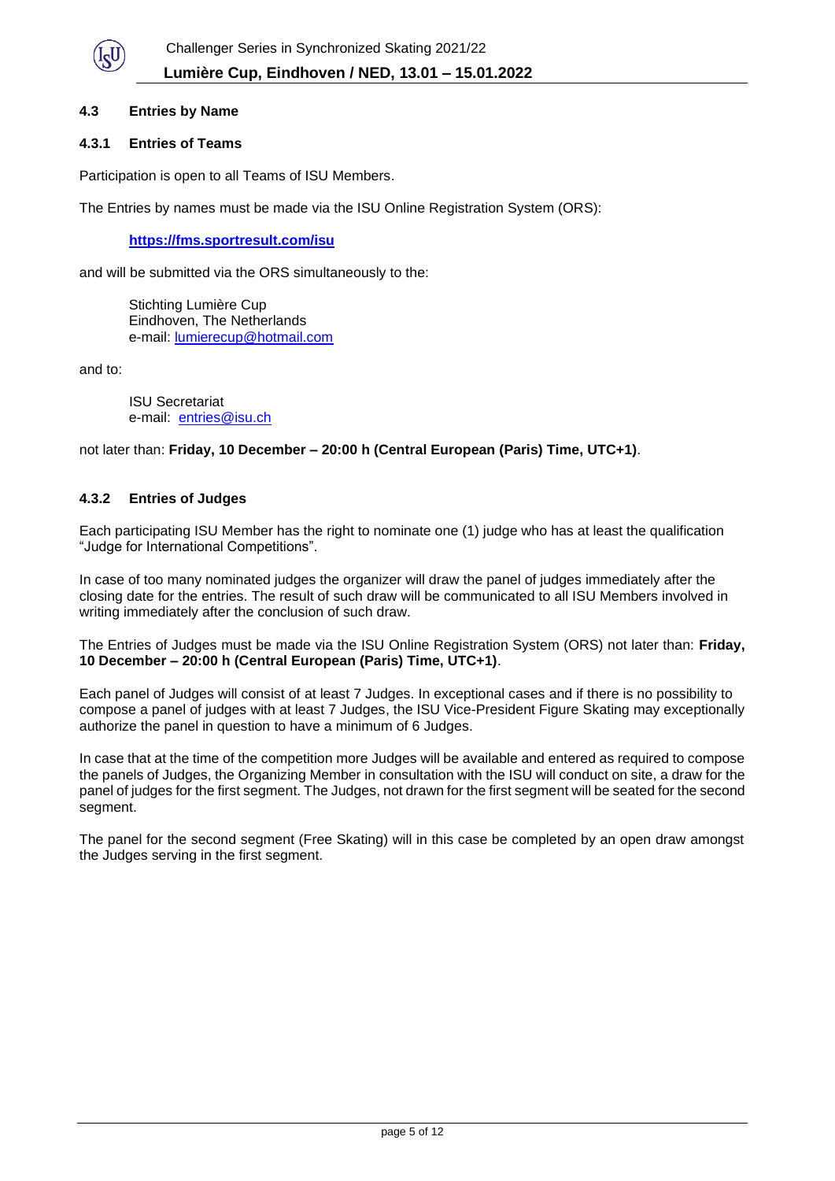### 4.3 Entries by Name

#### 4.3.1 Entries of Teams

Participation is open to all Teams of ISU Members.

The Entries by names must be made via the ISU Online Registration System (ORS):

**https://fms.sportresult.com/isu**

and will be submitted via the ORS simultaneously to the:

Stichting Lumière Cup
Eindhoven, The Netherlands
e-mail: lumierecup@hotmail.com

and to:

ISU Secretariat
e-mail: entries@isu.ch

not later than: **Friday, 10 December – 20:00 h (Central European (Paris) Time, UTC+1)**.

#### 4.3.2 Entries of Judges

Each participating ISU Member has the right to nominate one (1) judge who has at least the qualification "Judge for International Competitions".

In case of too many nominated judges the organizer will draw the panel of judges immediately after the closing date for the entries. The result of such draw will be communicated to all ISU Members involved in writing immediately after the conclusion of such draw.

The Entries of Judges must be made via the ISU Online Registration System (ORS) not later than: **Friday, 10 December – 20:00 h (Central European (Paris) Time, UTC+1)**.

Each panel of Judges will consist of at least 7 Judges. In exceptional cases and if there is no possibility to compose a panel of judges with at least 7 Judges, the ISU Vice-President Figure Skating may exceptionally authorize the panel in question to have a minimum of 6 Judges.

In case that at the time of the competition more Judges will be available and entered as required to compose the panels of Judges, the Organizing Member in consultation with the ISU will conduct on site, a draw for the panel of judges for the first segment. The Judges, not drawn for the first segment will be seated for the second segment.

The panel for the second segment (Free Skating) will in this case be completed by an open draw amongst the Judges serving in the first segment.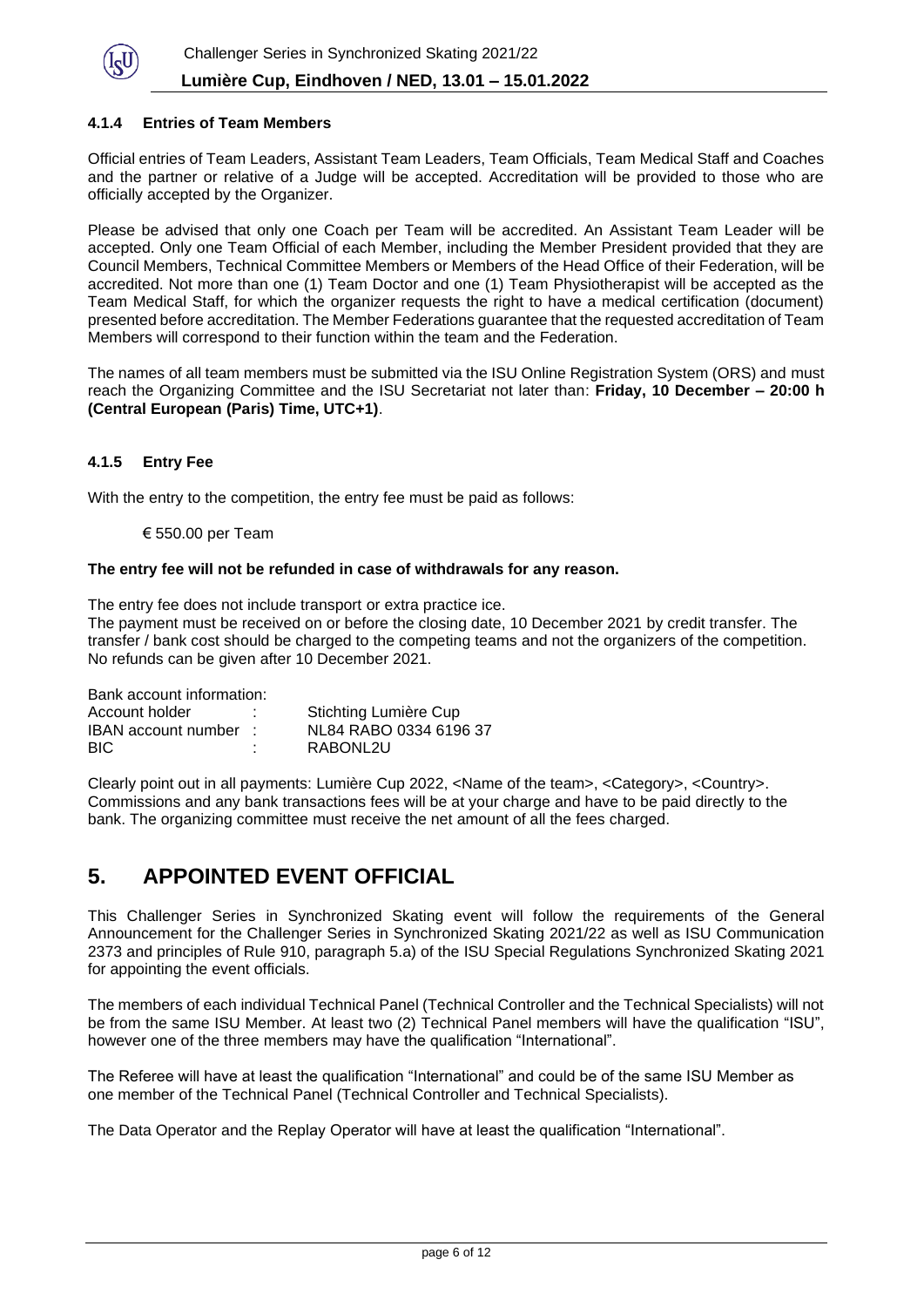#### 4.1.4 Entries of Team Members

Official entries of Team Leaders, Assistant Team Leaders, Team Officials, Team Medical Staff and Coaches and the partner or relative of a Judge will be accepted. Accreditation will be provided to those who are officially accepted by the Organizer.

Please be advised that only one Coach per Team will be accredited. An Assistant Team Leader will be accepted. Only one Team Official of each Member, including the Member President provided that they are Council Members, Technical Committee Members or Members of the Head Office of their Federation, will be accredited. Not more than one (1) Team Doctor and one (1) Team Physiotherapist will be accepted as the Team Medical Staff, for which the organizer requests the right to have a medical certification (document) presented before accreditation. The Member Federations guarantee that the requested accreditation of Team Members will correspond to their function within the team and the Federation.

The names of all team members must be submitted via the ISU Online Registration System (ORS) and must reach the Organizing Committee and the ISU Secretariat not later than: **Friday, 10 December – 20:00 h (Central European (Paris) Time, UTC+1)**.

#### 4.1.5 Entry Fee

With the entry to the competition, the entry fee must be paid as follows:

€ 550.00 per Team

**The entry fee will not be refunded in case of withdrawals for any reason.**

The entry fee does not include transport or extra practice ice.
The payment must be received on or before the closing date, 10 December 2021 by credit transfer. The transfer / bank cost should be charged to the competing teams and not the organizers of the competition. No refunds can be given after 10 December 2021.

Bank account information:

| | | |
|---|---|---|
| Account holder | : | Stichting Lumière Cup |
| IBAN account number | : | NL84 RABO 0334 6196 37 |
| BIC | : | RABONL2U |

Clearly point out in all payments: Lumière Cup 2022, <Name of the team>, <Category>, <Country>.
Commissions and any bank transactions fees will be at your charge and have to be paid directly to the bank. The organizing committee must receive the net amount of all the fees charged.

# 5. APPOINTED EVENT OFFICIAL

This Challenger Series in Synchronized Skating event will follow the requirements of the General Announcement for the Challenger Series in Synchronized Skating 2021/22 as well as ISU Communication 2373 and principles of Rule 910, paragraph 5.a) of the ISU Special Regulations Synchronized Skating 2021 for appointing the event officials.

The members of each individual Technical Panel (Technical Controller and the Technical Specialists) will not be from the same ISU Member. At least two (2) Technical Panel members will have the qualification "ISU", however one of the three members may have the qualification "International".

The Referee will have at least the qualification "International" and could be of the same ISU Member as one member of the Technical Panel (Technical Controller and Technical Specialists).

The Data Operator and the Replay Operator will have at least the qualification "International".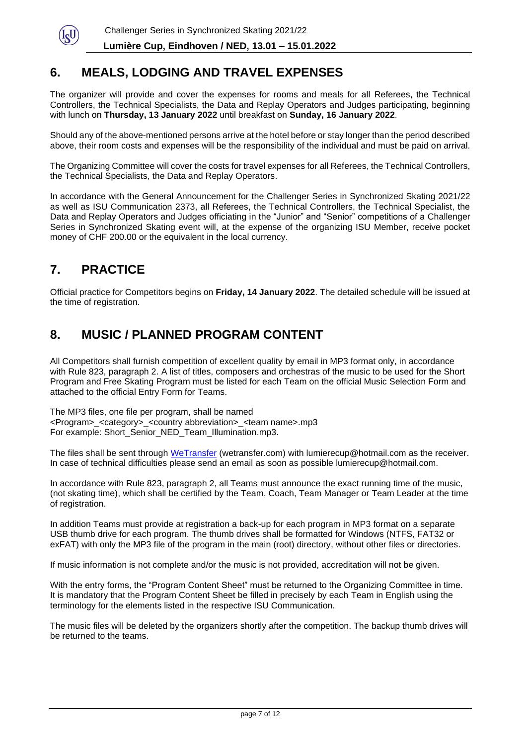## 6. MEALS, LODGING AND TRAVEL EXPENSES

The organizer will provide and cover the expenses for rooms and meals for all Referees, the Technical Controllers, the Technical Specialists, the Data and Replay Operators and Judges participating, beginning with lunch on **Thursday, 13 January 2022** until breakfast on **Sunday, 16 January 2022**.

Should any of the above-mentioned persons arrive at the hotel before or stay longer than the period described above, their room costs and expenses will be the responsibility of the individual and must be paid on arrival.

The Organizing Committee will cover the costs for travel expenses for all Referees, the Technical Controllers, the Technical Specialists, the Data and Replay Operators.

In accordance with the General Announcement for the Challenger Series in Synchronized Skating 2021/22 as well as ISU Communication 2373, all Referees, the Technical Controllers, the Technical Specialist, the Data and Replay Operators and Judges officiating in the "Junior" and "Senior" competitions of a Challenger Series in Synchronized Skating event will, at the expense of the organizing ISU Member, receive pocket money of CHF 200.00 or the equivalent in the local currency.

## 7. PRACTICE

Official practice for Competitors begins on **Friday, 14 January 2022**. The detailed schedule will be issued at the time of registration.

## 8. MUSIC / PLANNED PROGRAM CONTENT

All Competitors shall furnish competition of excellent quality by email in MP3 format only, in accordance with Rule 823, paragraph 2. A list of titles, composers and orchestras of the music to be used for the Short Program and Free Skating Program must be listed for each Team on the official Music Selection Form and attached to the official Entry Form for Teams.

The MP3 files, one file per program, shall be named
<Program>_<category>_<country abbreviation>_<team name>.mp3
For example: Short_Senior_NED_Team_Illumination.mp3.

The files shall be sent through WeTransfer (wetransfer.com) with lumierecup@hotmail.com as the receiver. In case of technical difficulties please send an email as soon as possible lumierecup@hotmail.com.

In accordance with Rule 823, paragraph 2, all Teams must announce the exact running time of the music, (not skating time), which shall be certified by the Team, Coach, Team Manager or Team Leader at the time of registration.

In addition Teams must provide at registration a back-up for each program in MP3 format on a separate USB thumb drive for each program. The thumb drives shall be formatted for Windows (NTFS, FAT32 or exFAT) with only the MP3 file of the program in the main (root) directory, without other files or directories.

If music information is not complete and/or the music is not provided, accreditation will not be given.

With the entry forms, the "Program Content Sheet" must be returned to the Organizing Committee in time. It is mandatory that the Program Content Sheet be filled in precisely by each Team in English using the terminology for the elements listed in the respective ISU Communication.

The music files will be deleted by the organizers shortly after the competition. The backup thumb drives will be returned to the teams.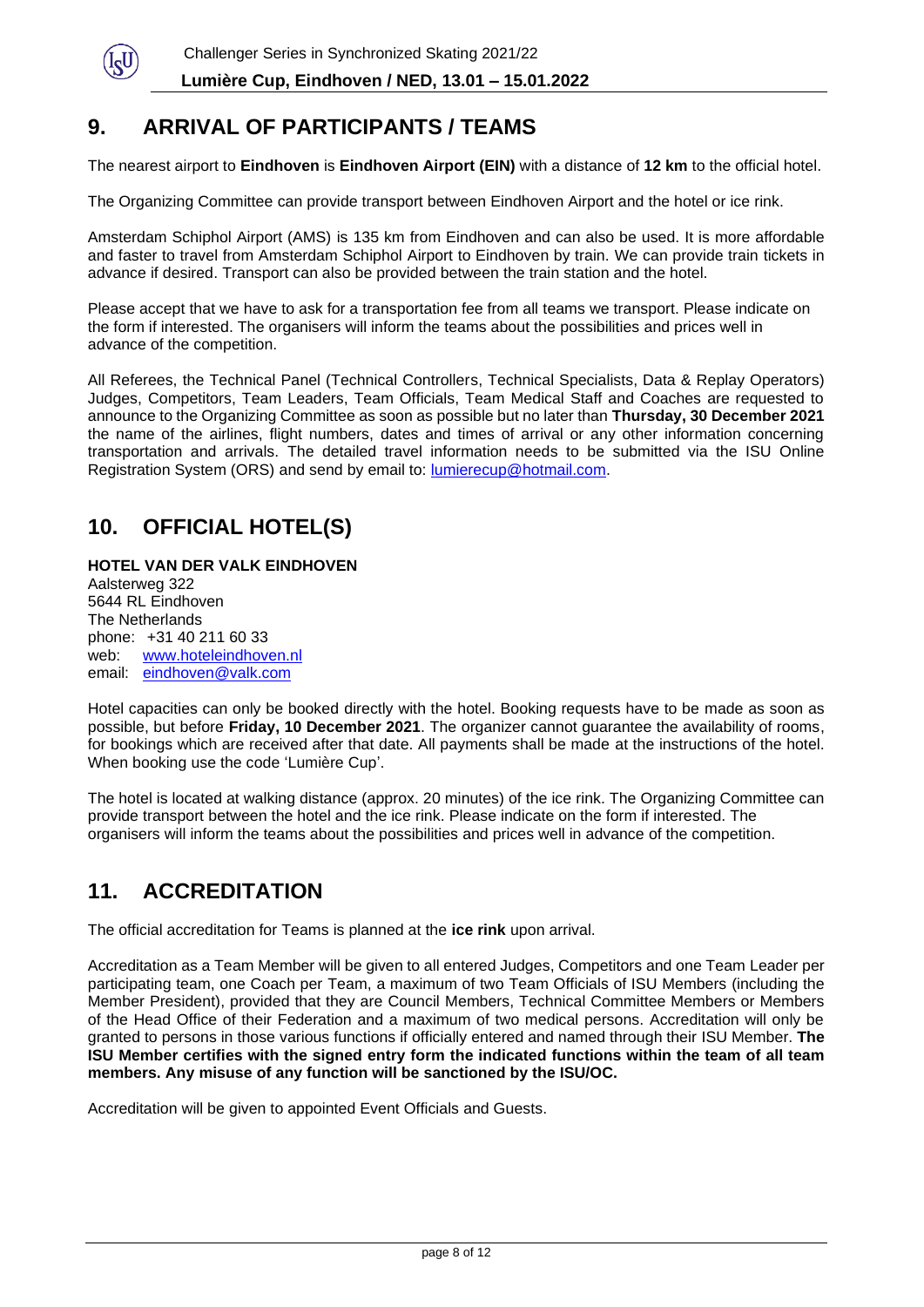## 9. ARRIVAL OF PARTICIPANTS / TEAMS

The nearest airport to **Eindhoven** is **Eindhoven Airport (EIN)** with a distance of **12 km** to the official hotel.

The Organizing Committee can provide transport between Eindhoven Airport and the hotel or ice rink.

Amsterdam Schiphol Airport (AMS) is 135 km from Eindhoven and can also be used. It is more affordable and faster to travel from Amsterdam Schiphol Airport to Eindhoven by train. We can provide train tickets in advance if desired. Transport can also be provided between the train station and the hotel.

Please accept that we have to ask for a transportation fee from all teams we transport. Please indicate on the form if interested. The organisers will inform the teams about the possibilities and prices well in advance of the competition.

All Referees, the Technical Panel (Technical Controllers, Technical Specialists, Data & Replay Operators) Judges, Competitors, Team Leaders, Team Officials, Team Medical Staff and Coaches are requested to announce to the Organizing Committee as soon as possible but no later than **Thursday, 30 December 2021** the name of the airlines, flight numbers, dates and times of arrival or any other information concerning transportation and arrivals. The detailed travel information needs to be submitted via the ISU Online Registration System (ORS) and send by email to: lumierecup@hotmail.com.

## 10. OFFICIAL HOTEL(S)

**HOTEL VAN DER VALK EINDHOVEN**
Aalsterweg 322
5644 RL Eindhoven
The Netherlands
phone: +31 40 211 60 33
web: www.hoteleindhoven.nl
email: eindhoven@valk.com

Hotel capacities can only be booked directly with the hotel. Booking requests have to be made as soon as possible, but before **Friday, 10 December 2021**. The organizer cannot guarantee the availability of rooms, for bookings which are received after that date. All payments shall be made at the instructions of the hotel. When booking use the code 'Lumière Cup'.

The hotel is located at walking distance (approx. 20 minutes) of the ice rink. The Organizing Committee can provide transport between the hotel and the ice rink. Please indicate on the form if interested. The organisers will inform the teams about the possibilities and prices well in advance of the competition.

## 11. ACCREDITATION

The official accreditation for Teams is planned at the **ice rink** upon arrival.

Accreditation as a Team Member will be given to all entered Judges, Competitors and one Team Leader per participating team, one Coach per Team, a maximum of two Team Officials of ISU Members (including the Member President), provided that they are Council Members, Technical Committee Members or Members of the Head Office of their Federation and a maximum of two medical persons. Accreditation will only be granted to persons in those various functions if officially entered and named through their ISU Member. **The ISU Member certifies with the signed entry form the indicated functions within the team of all team members. Any misuse of any function will be sanctioned by the ISU/OC.**

Accreditation will be given to appointed Event Officials and Guests.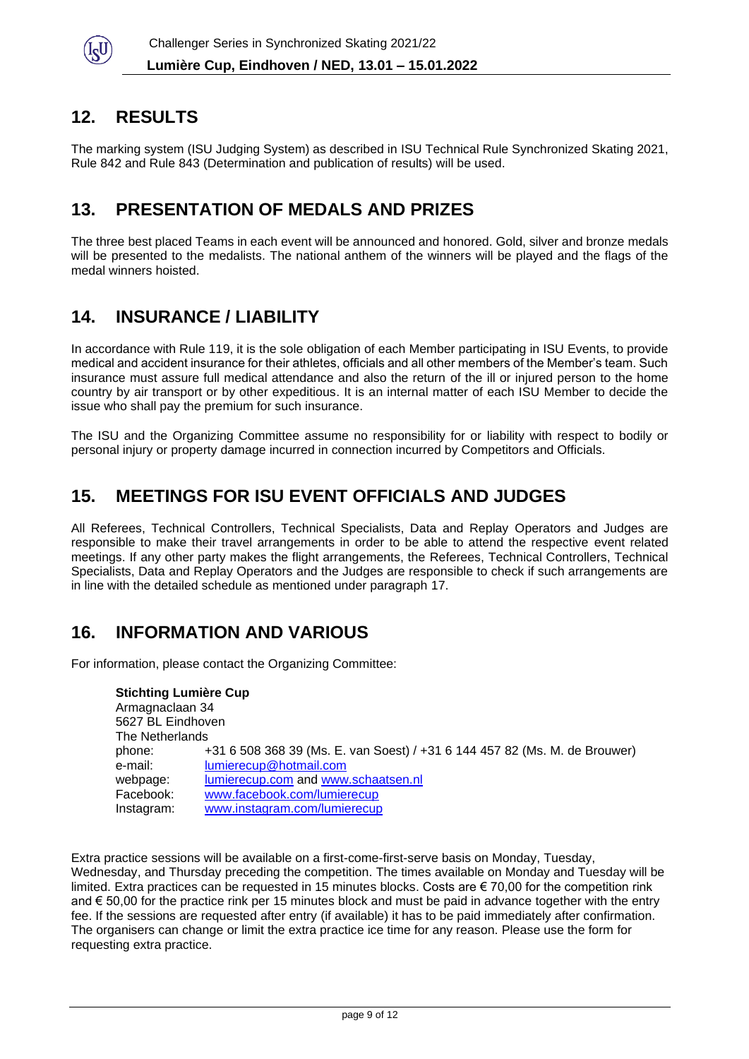## 12. RESULTS

The marking system (ISU Judging System) as described in ISU Technical Rule Synchronized Skating 2021, Rule 842 and Rule 843 (Determination and publication of results) will be used.

## 13. PRESENTATION OF MEDALS AND PRIZES

The three best placed Teams in each event will be announced and honored. Gold, silver and bronze medals will be presented to the medalists. The national anthem of the winners will be played and the flags of the medal winners hoisted.

## 14. INSURANCE / LIABILITY

In accordance with Rule 119, it is the sole obligation of each Member participating in ISU Events, to provide medical and accident insurance for their athletes, officials and all other members of the Member's team. Such insurance must assure full medical attendance and also the return of the ill or injured person to the home country by air transport or by other expeditious. It is an internal matter of each ISU Member to decide the issue who shall pay the premium for such insurance.

The ISU and the Organizing Committee assume no responsibility for or liability with respect to bodily or personal injury or property damage incurred in connection incurred by Competitors and Officials.

## 15. MEETINGS FOR ISU EVENT OFFICIALS AND JUDGES

All Referees, Technical Controllers, Technical Specialists, Data and Replay Operators and Judges are responsible to make their travel arrangements in order to be able to attend the respective event related meetings. If any other party makes the flight arrangements, the Referees, Technical Controllers, Technical Specialists, Data and Replay Operators and the Judges are responsible to check if such arrangements are in line with the detailed schedule as mentioned under paragraph 17.

## 16. INFORMATION AND VARIOUS

For information, please contact the Organizing Committee:

**Stichting Lumière Cup**
Armagnaclaan 34
5627 BL Eindhoven
The Netherlands

phone: +31 6 508 368 39 (Ms. E. van Soest) / +31 6 144 457 82 (Ms. M. de Brouwer)
e-mail: lumierecup@hotmail.com
webpage: lumierecup.com and www.schaatsen.nl
Facebook: www.facebook.com/lumierecup
Instagram: www.instagram.com/lumierecup

Extra practice sessions will be available on a first-come-first-serve basis on Monday, Tuesday, Wednesday, and Thursday preceding the competition. The times available on Monday and Tuesday will be limited. Extra practices can be requested in 15 minutes blocks. Costs are € 70,00 for the competition rink and € 50,00 for the practice rink per 15 minutes block and must be paid in advance together with the entry fee. If the sessions are requested after entry (if available) it has to be paid immediately after confirmation. The organisers can change or limit the extra practice ice time for any reason. Please use the form for requesting extra practice.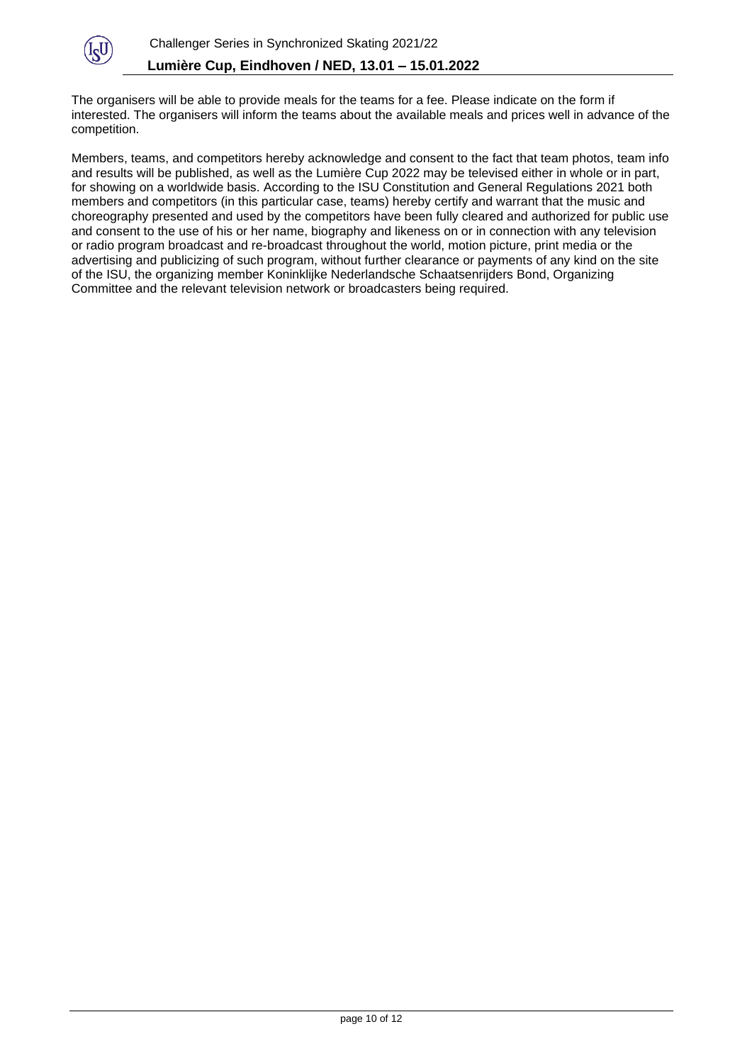The organisers will be able to provide meals for the teams for a fee. Please indicate on the form if interested. The organisers will inform the teams about the available meals and prices well in advance of the competition.

Members, teams, and competitors hereby acknowledge and consent to the fact that team photos, team info and results will be published, as well as the Lumière Cup 2022 may be televised either in whole or in part, for showing on a worldwide basis. According to the ISU Constitution and General Regulations 2021 both members and competitors (in this particular case, teams) hereby certify and warrant that the music and choreography presented and used by the competitors have been fully cleared and authorized for public use and consent to the use of his or her name, biography and likeness on or in connection with any television or radio program broadcast and re-broadcast throughout the world, motion picture, print media or the advertising and publicizing of such program, without further clearance or payments of any kind on the site of the ISU, the organizing member Koninklijke Nederlandsche Schaatsenrijders Bond, Organizing Committee and the relevant television network or broadcasters being required.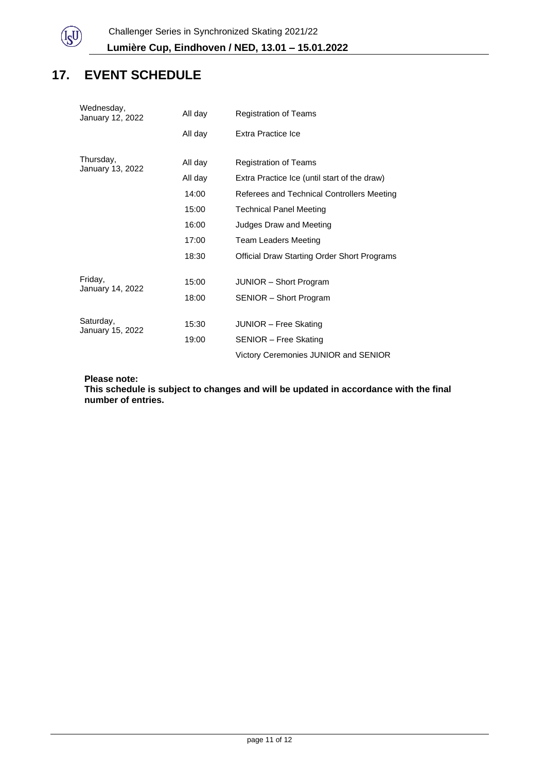## 17. EVENT SCHEDULE

| | | |
|---|---|---|
| Wednesday, January 12, 2022 | All day | Registration of Teams |
| | All day | Extra Practice Ice |
| Thursday, January 13, 2022 | All day | Registration of Teams |
| | All day | Extra Practice Ice (until start of the draw) |
| | 14:00 | Referees and Technical Controllers Meeting |
| | 15:00 | Technical Panel Meeting |
| | 16:00 | Judges Draw and Meeting |
| | 17:00 | Team Leaders Meeting |
| | 18:30 | Official Draw Starting Order Short Programs |
| Friday, January 14, 2022 | 15:00 | JUNIOR – Short Program |
| | 18:00 | SENIOR – Short Program |
| Saturday, January 15, 2022 | 15:30 | JUNIOR – Free Skating |
| | 19:00 | SENIOR – Free Skating |
| | | Victory Ceremonies JUNIOR and SENIOR |

**Please note:**
**This schedule is subject to changes and will be updated in accordance with the final number of entries.**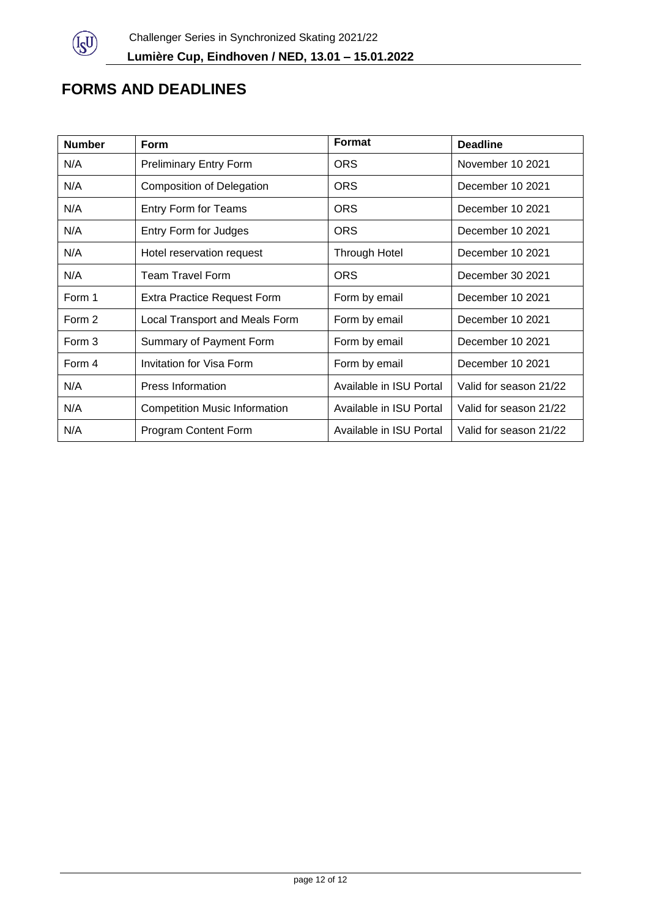# FORMS AND DEADLINES

| Number | Form | Format | Deadline |
|---|---|---|---|
| N/A | Preliminary Entry Form | ORS | November 10 2021 |
| N/A | Composition of Delegation | ORS | December 10 2021 |
| N/A | Entry Form for Teams | ORS | December 10 2021 |
| N/A | Entry Form for Judges | ORS | December 10 2021 |
| N/A | Hotel reservation request | Through Hotel | December 10 2021 |
| N/A | Team Travel Form | ORS | December 30 2021 |
| Form 1 | Extra Practice Request Form | Form by email | December 10 2021 |
| Form 2 | Local Transport and Meals Form | Form by email | December 10 2021 |
| Form 3 | Summary of Payment Form | Form by email | December 10 2021 |
| Form 4 | Invitation for Visa Form | Form by email | December 10 2021 |
| N/A | Press Information | Available in ISU Portal | Valid for season 21/22 |
| N/A | Competition Music Information | Available in ISU Portal | Valid for season 21/22 |
| N/A | Program Content Form | Available in ISU Portal | Valid for season 21/22 |